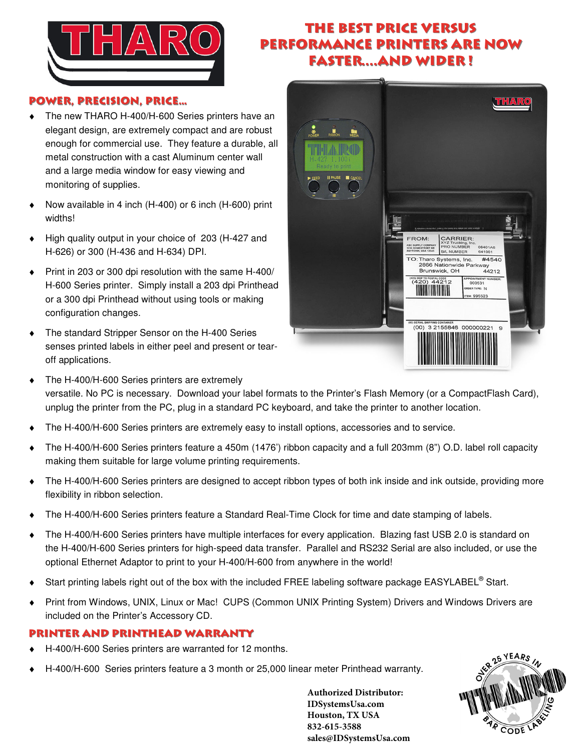# THE BEST PRICE VERSUS PERFORMANCE PRINTERS ARE NOW FASTER....AND WIDER !

## POWER, PRECISION, PRICE...

- The new THARO H-400/H-600 Series printers have an elegant design, are extremely compact and are robust enough for commercial use. They feature a durable, all metal construction with a cast Aluminum center wall and a large media window for easy viewing and monitoring of supplies.
- Now available in 4 inch (H-400) or 6 inch (H-600) print widths!
- High quality output in your choice of 203 (H-427 and H-626) or 300 (H-436 and H-634) DPI.
- Print in 203 or 300 dpi resolution with the same H-400/ H-600 Series printer. Simply install a 203 dpi Printhead or a 300 dpi Printhead without using tools or making configuration changes.
- The standard Stripper Sensor on the H-400 Series senses printed labels in either peel and present or tear-off applications.
- The H-400/H-600 Series printers are extremely versatile. No PC is necessary. Download your label formats to the Printer's Flash Memory (or a CompactFlash Card), unplug the printer from the PC, plug in a standard PC keyboard, and take the printer to another location.
- The H-400/H-600 Series printers are extremely easy to install options, accessories and to service.
- The H-400/H-600 Series printers feature a 450m (1476') ribbon capacity and a full 203mm (8") O.D. label roll capacity making them suitable for large volume printing requirements.
- The H-400/H-600 Series printers are designed to accept ribbon types of both ink inside and ink outside, providing more flexibility in ribbon selection.
- The H-400/H-600 Series printers feature a Standard Real-Time Clock for time and date stamping of labels.
- The H-400/H-600 Series printers have multiple interfaces for every application. Blazing fast USB 2.0 is standard on the H-400/H-600 Series printers for high-speed data transfer. Parallel and RS232 Serial are also included, or use the optional Ethernet Adaptor to print to your H-400/H-600 from anywhere in the world!
- Start printing labels right out of the box with the included FREE labeling software package EASYLABEL® Start.
- Print from Windows, UNIX, Linux or Mac! CUPS (Common UNIX Printing System) Drivers and Windows Drivers are included on the Printer's Accessory CD.

## PRINTER AND PRINTHEAD WARRANTY

- H-400/H-600 Series printers are warranted for 12 months.
- H-400/H-600 Series printers feature a 3 month or 25,000 linear meter Printhead warranty.

**Authorized Distributor:**
**IDSystemsUsa.com**
**Houston, TX USA**
**832-615-3588**
**sales@IDSystemsUsa.com**

OVER 25 YEARS IN BAR CODE LABELING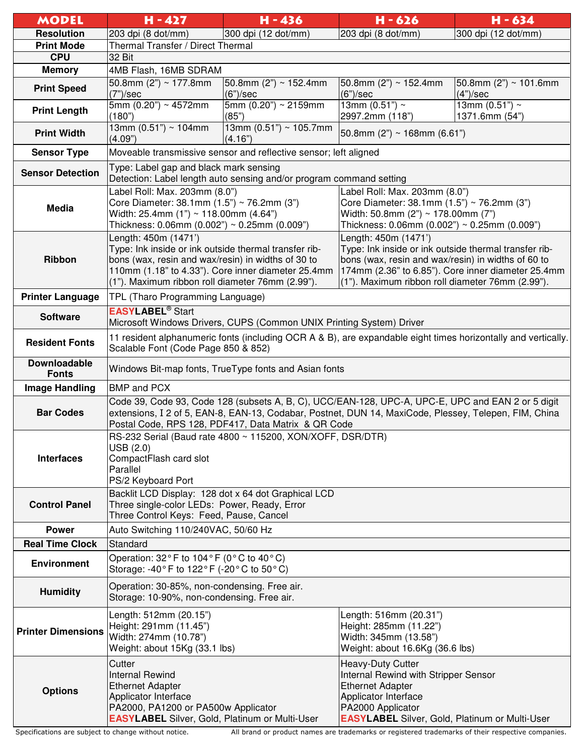| MODEL | H - 427 | H - 436 | H - 626 | H - 634 |
|---|---|---|---|---|
| Resolution | 203 dpi (8 dot/mm) | 300 dpi (12 dot/mm) | 203 dpi (8 dot/mm) | 300 dpi (12 dot/mm) |
| Print Mode | Thermal Transfer / Direct Thermal | | | |
| CPU | 32 Bit | | | |
| Memory | 4MB Flash, 16MB SDRAM | | | |
| Print Speed | 50.8mm (2") ~ 177.8mm (7")/sec | 50.8mm (2") ~ 152.4mm (6")/sec | 50.8mm (2") ~ 152.4mm (6")/sec | 50.8mm (2") ~ 101.6mm (4")/sec |
| Print Length | 5mm (0.20") ~ 4572mm (180") | 5mm (0.20") ~ 2159mm (85") | 13mm (0.51") ~ 2997.2mm (118") | 13mm (0.51") ~ 1371.6mm (54") |
| Print Width | 13mm (0.51") ~ 104mm (4.09") | 13mm (0.51") ~ 105.7mm (4.16") | 50.8mm (2") ~ 168mm (6.61") | |
| Sensor Type | Moveable transmissive sensor and reflective sensor; left aligned | | | |
| Sensor Detection | Type: Label gap and black mark sensing<br>Detection: Label length auto sensing and/or program command setting | | | |
| Media | Label Roll: Max. 203mm (8.0")<br>Core Diameter: 38.1mm (1.5") ~ 76.2mm (3")<br>Width: 25.4mm (1") ~ 118.00mm (4.64")<br>Thickness: 0.06mm (0.002") ~ 0.25mm (0.009") | | Label Roll: Max. 203mm (8.0")<br>Core Diameter: 38.1mm (1.5") ~ 76.2mm (3")<br>Width: 50.8mm (2") ~ 178.00mm (7")<br>Thickness: 0.06mm (0.002") ~ 0.25mm (0.009") | |
| Ribbon | Length: 450m (1471')<br>Type: Ink inside or ink outside thermal transfer ribbons (wax, resin and wax/resin) in widths of 30 to 110mm (1.18" to 4.33"). Core inner diameter 25.4mm (1"). Maximum ribbon roll diameter 76mm (2.99"). | | Length: 450m (1471')<br>Type: Ink inside or ink outside thermal transfer ribbons (wax, resin and wax/resin) in widths of 60 to 174mm (2.36" to 6.85"). Core inner diameter 25.4mm (1"). Maximum ribbon roll diameter 76mm (2.99"). | |
| Printer Language | TPL (Tharo Programming Language) | | | |
| Software | **EASYLABEL**® Start<br>Microsoft Windows Drivers, CUPS (Common UNIX Printing System) Driver | | | |
| Resident Fonts | 11 resident alphanumeric fonts (including OCR A & B), are expandable eight times horizontally and vertically.<br>Scalable Font (Code Page 850 & 852) | | | |
| Downloadable Fonts | Windows Bit-map fonts, TrueType fonts and Asian fonts | | | |
| Image Handling | BMP and PCX | | | |
| Bar Codes | Code 39, Code 93, Code 128 (subsets A, B, C), UCC/EAN-128, UPC-A, UPC-E, UPC and EAN 2 or 5 digit extensions, I 2 of 5, EAN-8, EAN-13, Codabar, Postnet, DUN 14, MaxiCode, Plessey, Telepen, FIM, China Postal Code, RPS 128, PDF417, Data Matrix & QR Code | | | |
| Interfaces | RS-232 Serial (Baud rate 4800 ~ 115200, XON/XOFF, DSR/DTR)<br>USB (2.0)<br>CompactFlash card slot<br>Parallel<br>PS/2 Keyboard Port | | | |
| Control Panel | Backlit LCD Display: 128 dot x 64 dot Graphical LCD<br>Three single-color LEDs: Power, Ready, Error<br>Three Control Keys: Feed, Pause, Cancel | | | |
| Power | Auto Switching 110/240VAC, 50/60 Hz | | | |
| Real Time Clock | Standard | | | |
| Environment | Operation: 32°F to 104°F (0°C to 40°C)<br>Storage: -40°F to 122°F (-20°C to 50°C) | | | |
| Humidity | Operation: 30-85%, non-condensing. Free air.<br>Storage: 10-90%, non-condensing. Free air. | | | |
| Printer Dimensions | Length: 512mm (20.15")<br>Height: 291mm (11.45")<br>Width: 274mm (10.78")<br>Weight: about 15Kg (33.1 lbs) | | Length: 516mm (20.31")<br>Height: 285mm (11.22")<br>Width: 345mm (13.58")<br>Weight: about 16.6Kg (36.6 lbs) | |
| Options | Cutter<br>Internal Rewind<br>Ethernet Adapter<br>Applicator Interface<br>PA2000, PA1200 or PA500w Applicator<br>**EASYLABEL** Silver, Gold, Platinum or Multi-User | | Heavy-Duty Cutter<br>Internal Rewind with Stripper Sensor<br>Ethernet Adapter<br>Applicator Interface<br>PA2000 Applicator<br>**EASYLABEL** Silver, Gold, Platinum or Multi-User | |

Specifications are subject to change without notice. All brand or product names are trademarks or registered trademarks of their respective companies.